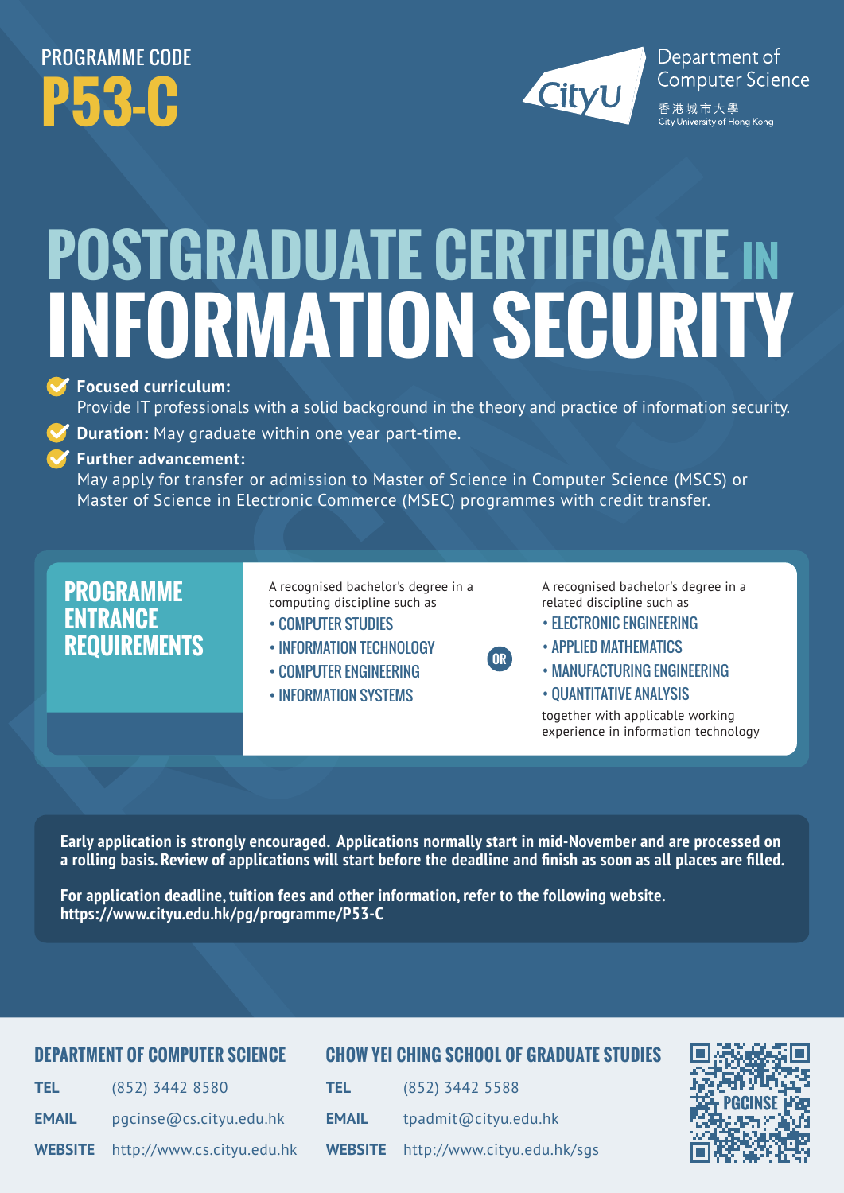PROGRAMME CODE

**P53-C**

Department of Computer Science

香港城市大學
City University of Hong Kong

# POSTGRADUATE CERTIFICATE IN INFORMATION SECURITY

- **Focused curriculum:**
  Provide IT professionals with a solid background in the theory and practice of information security.
- **Duration:** May graduate within one year part-time.
- **Further advancement:**
  May apply for transfer or admission to Master of Science in Computer Science (MSCS) or Master of Science in Electronic Commerce (MSEC) programmes with credit transfer.

## PROGRAMME ENTRANCE REQUIREMENTS

A recognised bachelor's degree in a computing discipline such as

- COMPUTER STUDIES
- INFORMATION TECHNOLOGY
- COMPUTER ENGINEERING
- INFORMATION SYSTEMS

**OR**

A recognised bachelor's degree in a related discipline such as

- ELECTRONIC ENGINEERING
- APPLIED MATHEMATICS
- MANUFACTURING ENGINEERING
- QUANTITATIVE ANALYSIS

together with applicable working experience in information technology

**Early application is strongly encouraged. Applications normally start in mid-November and are processed on a rolling basis. Review of applications will start before the deadline and finish as soon as all places are filled.**

**For application deadline, tuition fees and other information, refer to the following website. https://www.cityu.edu.hk/pg/programme/P53-C**

### DEPARTMENT OF COMPUTER SCIENCE

**TEL** (852) 3442 8580

**EMAIL** pgcinse@cs.cityu.edu.hk

**WEBSITE** http://www.cs.cityu.edu.hk

### CHOW YEI CHING SCHOOL OF GRADUATE STUDIES

**TEL** (852) 3442 5588

**EMAIL** tpadmit@cityu.edu.hk

**WEBSITE** http://www.cityu.edu.hk/sgs

PGCINSE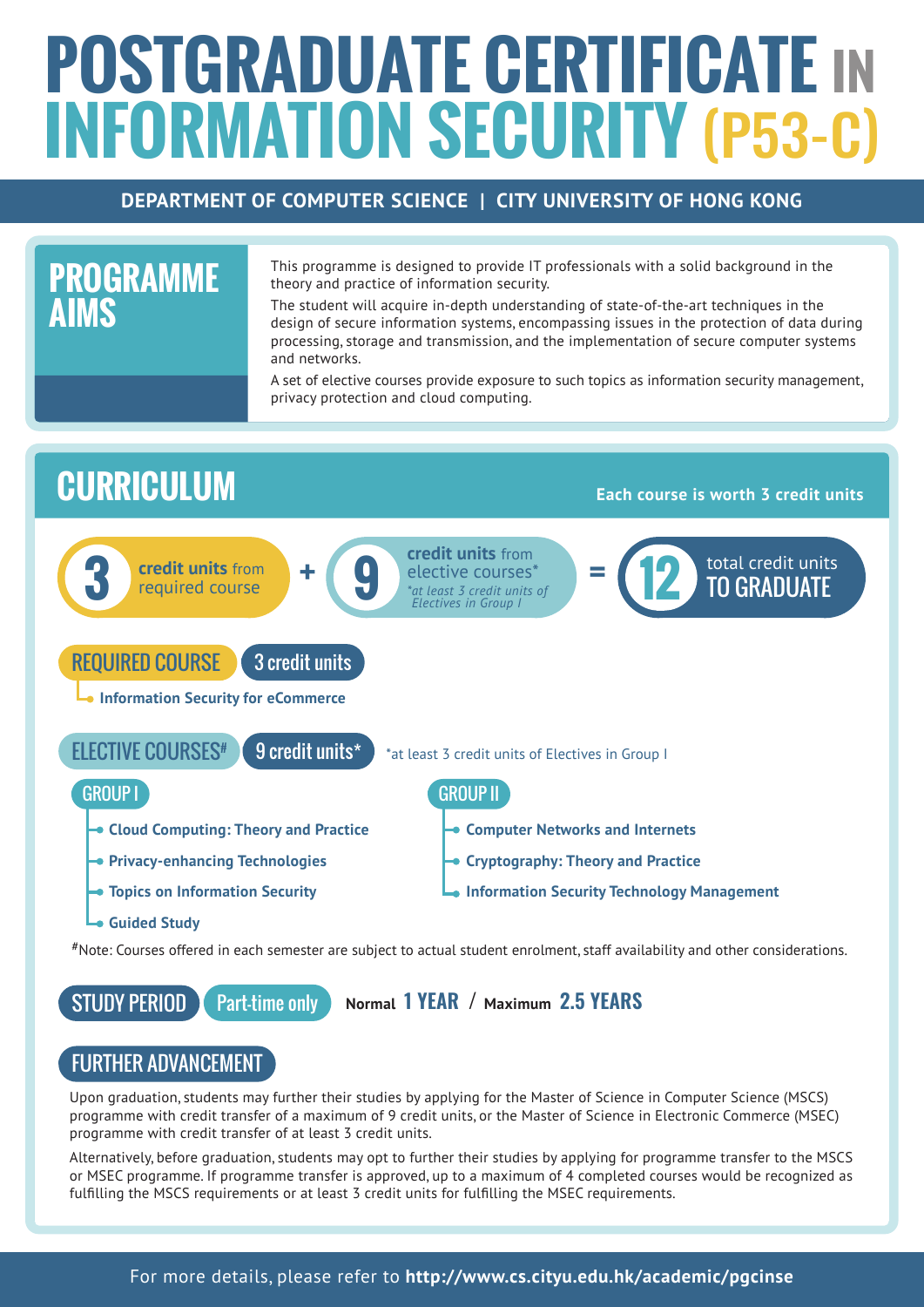# POSTGRADUATE CERTIFICATE IN INFORMATION SECURITY (P53-C)

**DEPARTMENT OF COMPUTER SCIENCE | CITY UNIVERSITY OF HONG KONG**

## PROGRAMME AIMS

This programme is designed to provide IT professionals with a solid background in the theory and practice of information security.

The student will acquire in-depth understanding of state-of-the-art techniques in the design of secure information systems, encompassing issues in the protection of data during processing, storage and transmission, and the implementation of secure computer systems and networks.

A set of elective courses provide exposure to such topics as information security management, privacy protection and cloud computing.

## CURRICULUM

**Each course is worth 3 credit units**

**3** credit units from required course + **9** credit units from elective courses* (*at least 3 credit units of Electives in Group I) = **12** total credit units TO GRADUATE

### REQUIRED COURSE — 3 credit units

- Information Security for eCommerce

### ELECTIVE COURSES# — 9 credit units*

*at least 3 credit units of Electives in Group I

**GROUP I**

- Cloud Computing: Theory and Practice
- Privacy-enhancing Technologies
- Topics on Information Security
- Guided Study

**GROUP II**

- Computer Networks and Internets
- Cryptography: Theory and Practice
- Information Security Technology Management

#Note: Courses offered in each semester are subject to actual student enrolment, staff availability and other considerations.

### STUDY PERIOD — Part-time only

Normal **1 YEAR** / Maximum **2.5 YEARS**

### FURTHER ADVANCEMENT

Upon graduation, students may further their studies by applying for the Master of Science in Computer Science (MSCS) programme with credit transfer of a maximum of 9 credit units, or the Master of Science in Electronic Commerce (MSEC) programme with credit transfer of at least 3 credit units.

Alternatively, before graduation, students may opt to further their studies by applying for programme transfer to the MSCS or MSEC programme. If programme transfer is approved, up to a maximum of 4 completed courses would be recognized as fulfilling the MSCS requirements or at least 3 credit units for fulfilling the MSEC requirements.

For more details, please refer to **http://www.cs.cityu.edu.hk/academic/pgcinse**